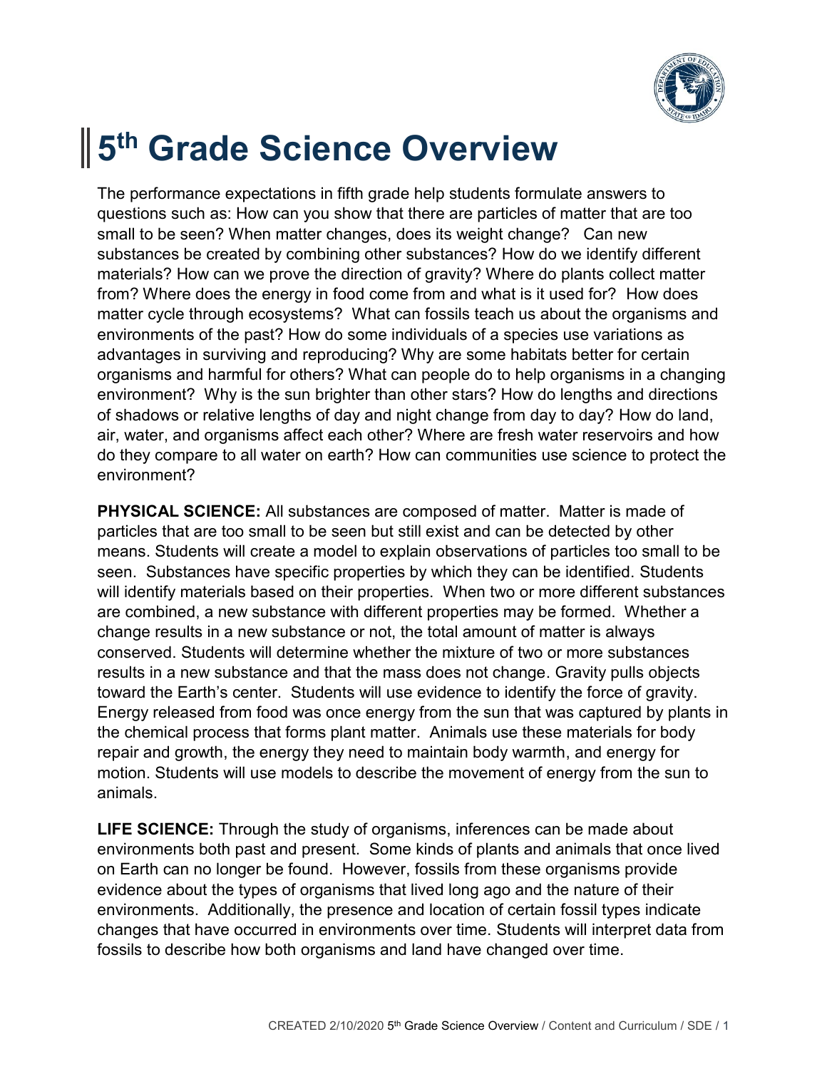# 5th Grade Science Overview

The performance expectations in fifth grade help students formulate answers to questions such as: How can you show that there are particles of matter that are too small to be seen? When matter changes, does its weight change? Can new substances be created by combining other substances? How do we identify different materials? How can we prove the direction of gravity? Where do plants collect matter from? Where does the energy in food come from and what is it used for? How does matter cycle through ecosystems? What can fossils teach us about the organisms and environments of the past? How do some individuals of a species use variations as advantages in surviving and reproducing? Why are some habitats better for certain organisms and harmful for others? What can people do to help organisms in a changing environment? Why is the sun brighter than other stars? How do lengths and directions of shadows or relative lengths of day and night change from day to day? How do land, air, water, and organisms affect each other? Where are fresh water reservoirs and how do they compare to all water on earth? How can communities use science to protect the environment?

**PHYSICAL SCIENCE:** All substances are composed of matter. Matter is made of particles that are too small to be seen but still exist and can be detected by other means. Students will create a model to explain observations of particles too small to be seen. Substances have specific properties by which they can be identified. Students will identify materials based on their properties. When two or more different substances are combined, a new substance with different properties may be formed. Whether a change results in a new substance or not, the total amount of matter is always conserved. Students will determine whether the mixture of two or more substances results in a new substance and that the mass does not change. Gravity pulls objects toward the Earth's center. Students will use evidence to identify the force of gravity. Energy released from food was once energy from the sun that was captured by plants in the chemical process that forms plant matter. Animals use these materials for body repair and growth, the energy they need to maintain body warmth, and energy for motion. Students will use models to describe the movement of energy from the sun to animals.

**LIFE SCIENCE:** Through the study of organisms, inferences can be made about environments both past and present. Some kinds of plants and animals that once lived on Earth can no longer be found. However, fossils from these organisms provide evidence about the types of organisms that lived long ago and the nature of their environments. Additionally, the presence and location of certain fossil types indicate changes that have occurred in environments over time. Students will interpret data from fossils to describe how both organisms and land have changed over time.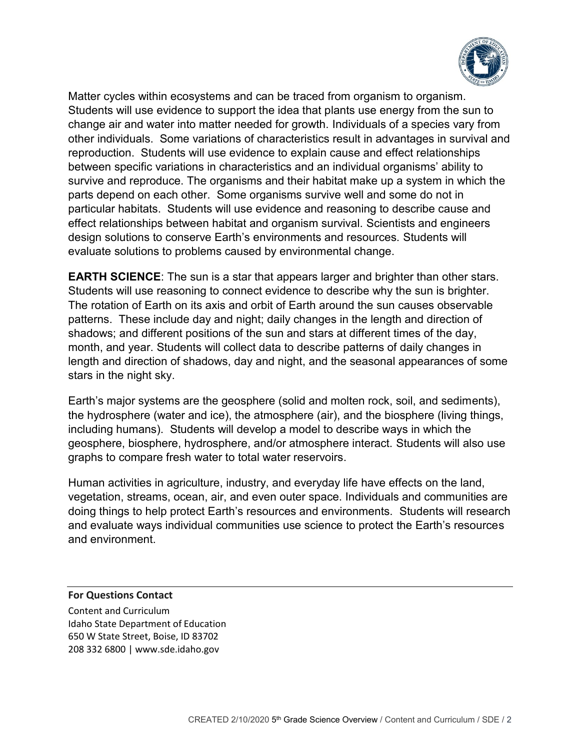Matter cycles within ecosystems and can be traced from organism to organism. Students will use evidence to support the idea that plants use energy from the sun to change air and water into matter needed for growth. Individuals of a species vary from other individuals. Some variations of characteristics result in advantages in survival and reproduction. Students will use evidence to explain cause and effect relationships between specific variations in characteristics and an individual organisms' ability to survive and reproduce. The organisms and their habitat make up a system in which the parts depend on each other. Some organisms survive well and some do not in particular habitats. Students will use evidence and reasoning to describe cause and effect relationships between habitat and organism survival. Scientists and engineers design solutions to conserve Earth's environments and resources. Students will evaluate solutions to problems caused by environmental change.

**EARTH SCIENCE**: The sun is a star that appears larger and brighter than other stars. Students will use reasoning to connect evidence to describe why the sun is brighter. The rotation of Earth on its axis and orbit of Earth around the sun causes observable patterns. These include day and night; daily changes in the length and direction of shadows; and different positions of the sun and stars at different times of the day, month, and year. Students will collect data to describe patterns of daily changes in length and direction of shadows, day and night, and the seasonal appearances of some stars in the night sky.

Earth's major systems are the geosphere (solid and molten rock, soil, and sediments), the hydrosphere (water and ice), the atmosphere (air), and the biosphere (living things, including humans). Students will develop a model to describe ways in which the geosphere, biosphere, hydrosphere, and/or atmosphere interact. Students will also use graphs to compare fresh water to total water reservoirs.

Human activities in agriculture, industry, and everyday life have effects on the land, vegetation, streams, ocean, air, and even outer space. Individuals and communities are doing things to help protect Earth's resources and environments. Students will research and evaluate ways individual communities use science to protect the Earth's resources and environment.

---

**For Questions Contact**

Content and Curriculum
Idaho State Department of Education
650 W State Street, Boise, ID 83702
208 332 6800 | www.sde.idaho.gov